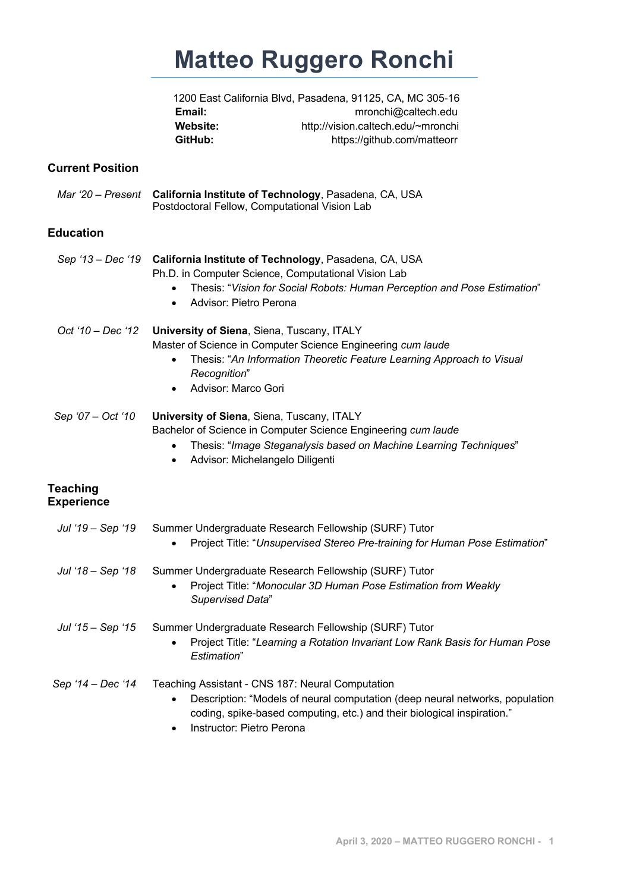# Matteo Ruggero Ronchi

1200 East California Blvd, Pasadena, 91125, CA, MC 305-16
**Email:** mronchi@caltech.edu
**Website:** http://vision.caltech.edu/~mronchi
**GitHub:** https://github.com/matteorr

## Current Position

*Mar '20 – Present* **California Institute of Technology**, Pasadena, CA, USA
Postdoctoral Fellow, Computational Vision Lab

## Education

*Sep '13 – Dec '19* **California Institute of Technology**, Pasadena, CA, USA
Ph.D. in Computer Science, Computational Vision Lab

- Thesis: "*Vision for Social Robots: Human Perception and Pose Estimation*"
- Advisor: Pietro Perona

*Oct '10 – Dec '12* **University of Siena**, Siena, Tuscany, ITALY
Master of Science in Computer Science Engineering *cum laude*

- Thesis: "*An Information Theoretic Feature Learning Approach to Visual Recognition*"
- Advisor: Marco Gori

*Sep '07 – Oct '10* **University of Siena**, Siena, Tuscany, ITALY
Bachelor of Science in Computer Science Engineering *cum laude*

- Thesis: "*Image Steganalysis based on Machine Learning Techniques*"
- Advisor: Michelangelo Diligenti

## Teaching Experience

*Jul '19 – Sep '19* Summer Undergraduate Research Fellowship (SURF) Tutor

- Project Title: "*Unsupervised Stereo Pre-training for Human Pose Estimation*"

*Jul '18 – Sep '18* Summer Undergraduate Research Fellowship (SURF) Tutor

- Project Title: "*Monocular 3D Human Pose Estimation from Weakly Supervised Data*"

*Jul '15 – Sep '15* Summer Undergraduate Research Fellowship (SURF) Tutor

- Project Title: "*Learning a Rotation Invariant Low Rank Basis for Human Pose Estimation*"

*Sep '14 – Dec '14* Teaching Assistant - CNS 187: Neural Computation

- Description: "Models of neural computation (deep neural networks, population coding, spike-based computing, etc.) and their biological inspiration."
- Instructor: Pietro Perona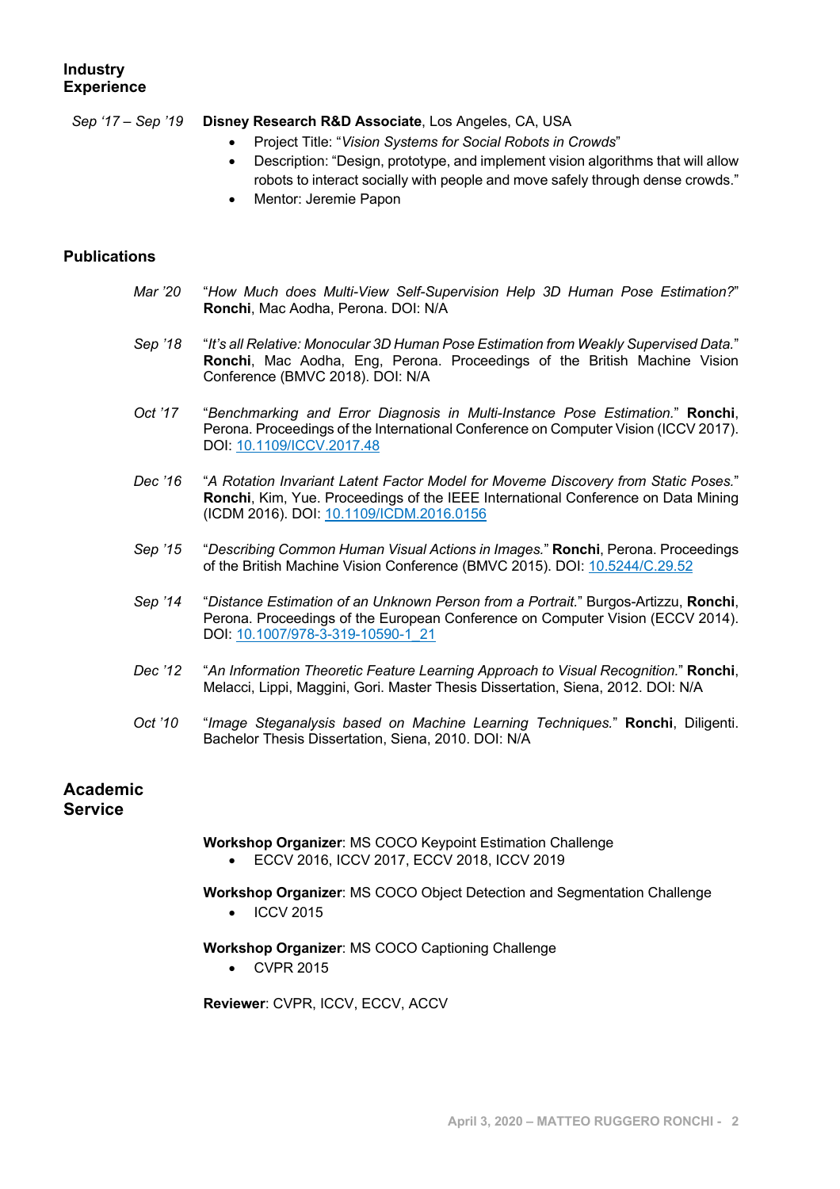## Industry Experience

*Sep '17 – Sep '19* **Disney Research R&D Associate**, Los Angeles, CA, USA

- Project Title: "*Vision Systems for Social Robots in Crowds*"
- Description: "Design, prototype, and implement vision algorithms that will allow robots to interact socially with people and move safely through dense crowds."
- Mentor: Jeremie Papon

## Publications

*Mar '20* "*How Much does Multi-View Self-Supervision Help 3D Human Pose Estimation?*" **Ronchi**, Mac Aodha, Perona. DOI: N/A

*Sep '18* "*It's all Relative: Monocular 3D Human Pose Estimation from Weakly Supervised Data.*" **Ronchi**, Mac Aodha, Eng, Perona. Proceedings of the British Machine Vision Conference (BMVC 2018). DOI: N/A

*Oct '17* "*Benchmarking and Error Diagnosis in Multi-Instance Pose Estimation.*" **Ronchi**, Perona. Proceedings of the International Conference on Computer Vision (ICCV 2017). DOI: [10.1109/ICCV.2017.48](https://doi.org/10.1109/ICCV.2017.48)

*Dec '16* "*A Rotation Invariant Latent Factor Model for Moveme Discovery from Static Poses.*" **Ronchi**, Kim, Yue. Proceedings of the IEEE International Conference on Data Mining (ICDM 2016). DOI: [10.1109/ICDM.2016.0156](https://doi.org/10.1109/ICDM.2016.0156)

*Sep '15* "*Describing Common Human Visual Actions in Images.*" **Ronchi**, Perona. Proceedings of the British Machine Vision Conference (BMVC 2015). DOI: [10.5244/C.29.52](https://doi.org/10.5244/C.29.52)

*Sep '14* "*Distance Estimation of an Unknown Person from a Portrait.*" Burgos-Artizzu, **Ronchi**, Perona. Proceedings of the European Conference on Computer Vision (ECCV 2014). DOI: [10.1007/978-3-319-10590-1_21](https://doi.org/10.1007/978-3-319-10590-1_21)

*Dec '12* "*An Information Theoretic Feature Learning Approach to Visual Recognition.*" **Ronchi**, Melacci, Lippi, Maggini, Gori. Master Thesis Dissertation, Siena, 2012. DOI: N/A

*Oct '10* "*Image Steganalysis based on Machine Learning Techniques.*" **Ronchi**, Diligenti. Bachelor Thesis Dissertation, Siena, 2010. DOI: N/A

## Academic Service

**Workshop Organizer**: MS COCO Keypoint Estimation Challenge

- ECCV 2016, ICCV 2017, ECCV 2018, ICCV 2019

**Workshop Organizer**: MS COCO Object Detection and Segmentation Challenge

- ICCV 2015

**Workshop Organizer**: MS COCO Captioning Challenge

- CVPR 2015

**Reviewer**: CVPR, ICCV, ECCV, ACCV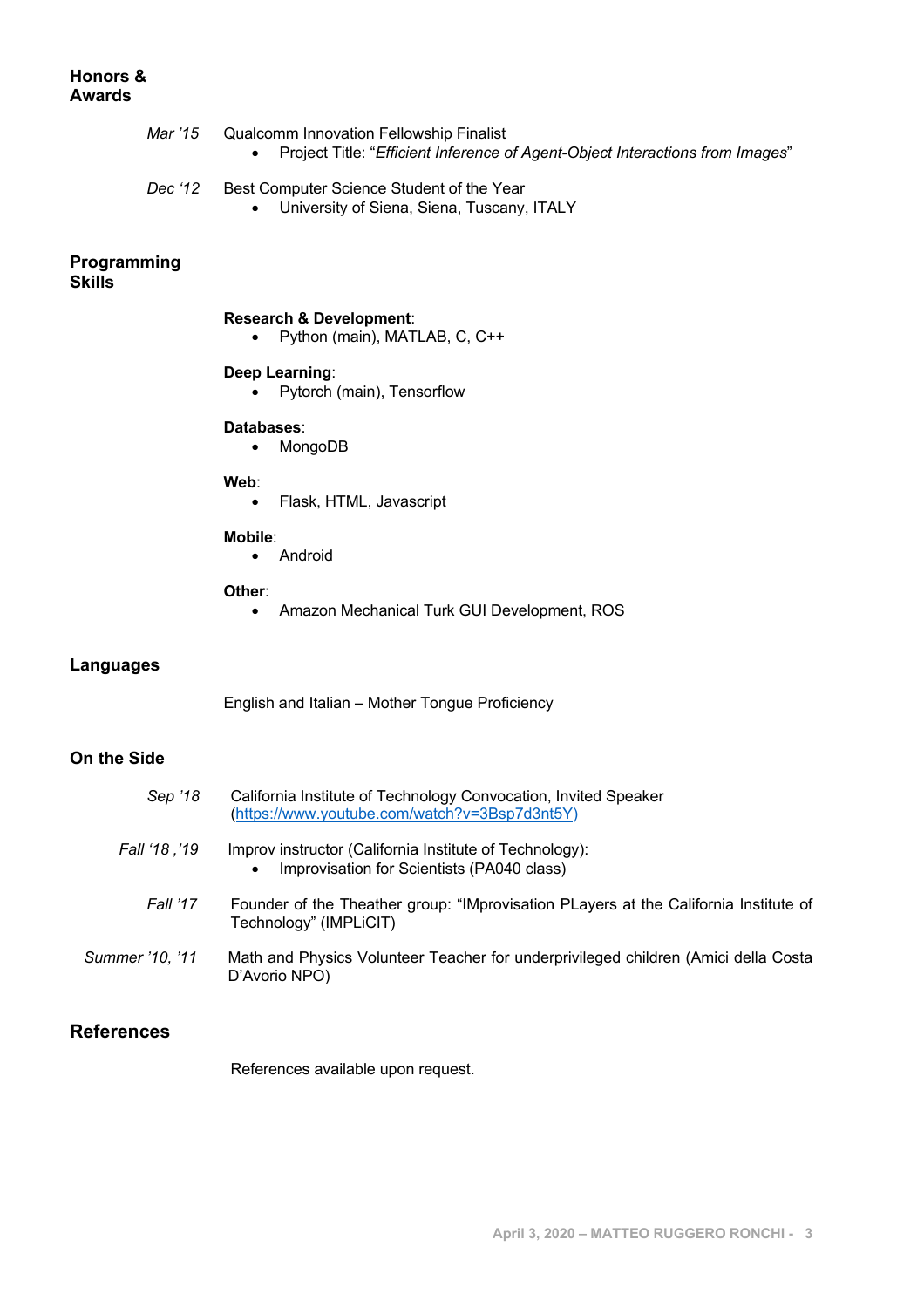## Honors & Awards

*Mar '15* Qualcomm Innovation Fellowship Finalist

- Project Title: "*Efficient Inference of Agent-Object Interactions from Images*"

*Dec '12* Best Computer Science Student of the Year

- University of Siena, Siena, Tuscany, ITALY

## Programming Skills

**Research & Development**:

- Python (main), MATLAB, C, C++

**Deep Learning**:

- Pytorch (main), Tensorflow

**Databases**:

- MongoDB

**Web**:

- Flask, HTML, Javascript

**Mobile**:

- Android

**Other**:

- Amazon Mechanical Turk GUI Development, ROS

## Languages

English and Italian – Mother Tongue Proficiency

## On the Side

*Sep '18* California Institute of Technology Convocation, Invited Speaker (https://www.youtube.com/watch?v=3Bsp7d3nt5Y)

*Fall '18 ,'19* Improv instructor (California Institute of Technology):

- Improvisation for Scientists (PA040 class)

*Fall '17* Founder of the Theater group: "IMprovisation PLayers at the California Institute of Technology" (IMPLiCIT)

*Summer '10, '11* Math and Physics Volunteer Teacher for underprivileged children (Amici della Costa D'Avorio NPO)

## References

References available upon request.